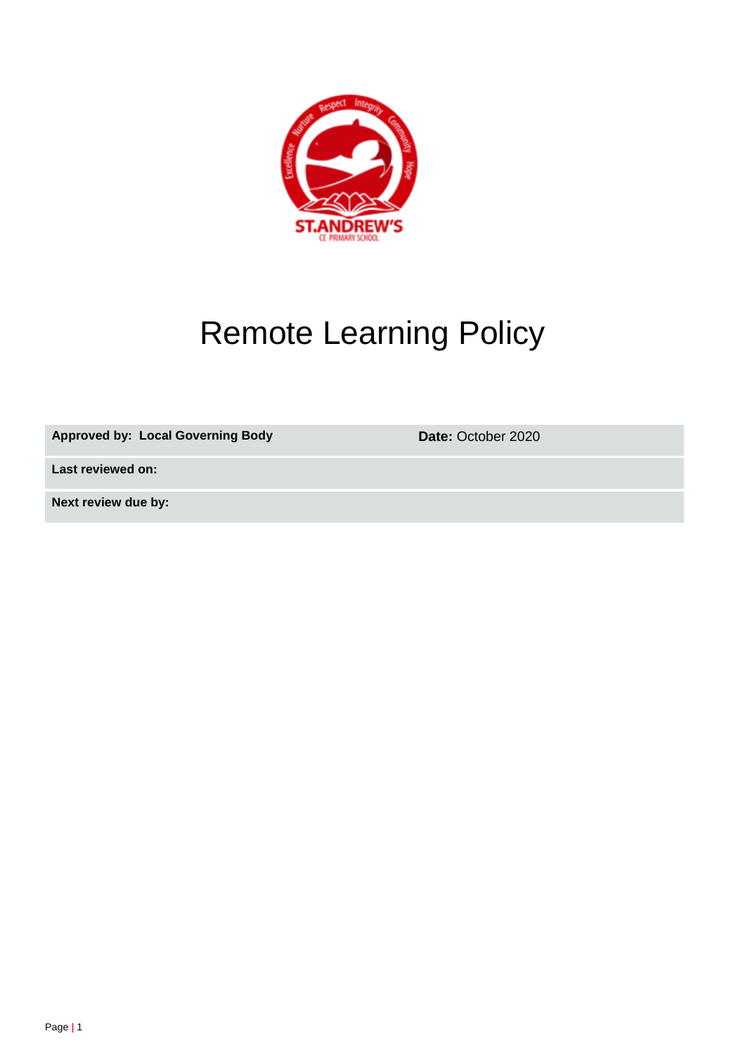# Remote Learning Policy

| | |
|---|---|
| **Approved by: Local Governing Body** | **Date:** October 2020 |
| **Last reviewed on:** | |
| **Next review due by:** | |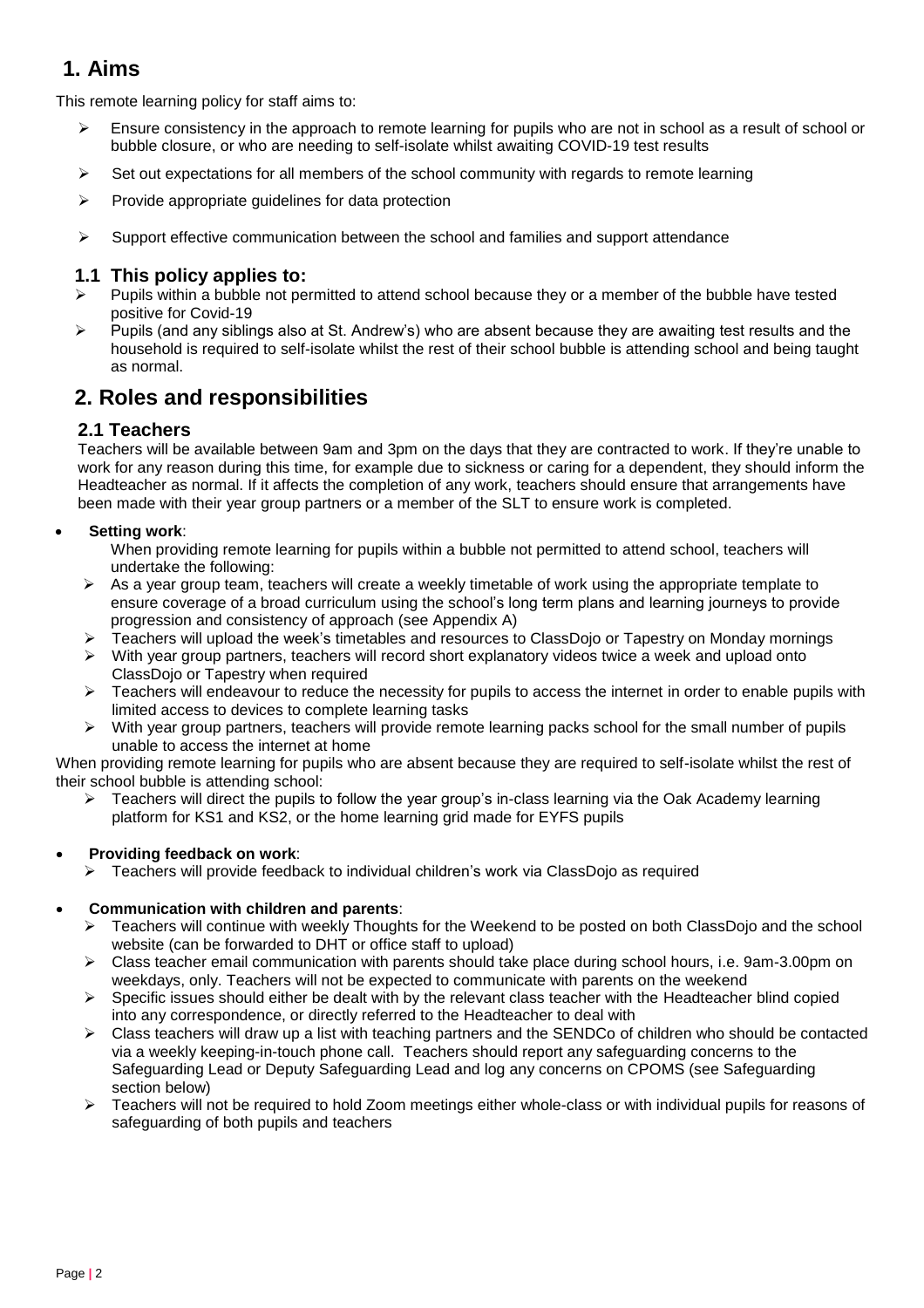# 1. Aims

This remote learning policy for staff aims to:

- Ensure consistency in the approach to remote learning for pupils who are not in school as a result of school or bubble closure, or who are needing to self-isolate whilst awaiting COVID-19 test results
- Set out expectations for all members of the school community with regards to remote learning
- Provide appropriate guidelines for data protection
- Support effective communication between the school and families and support attendance

## 1.1 This policy applies to:

- Pupils within a bubble not permitted to attend school because they or a member of the bubble have tested positive for Covid-19
- Pupils (and any siblings also at St. Andrew's) who are absent because they are awaiting test results and the household is required to self-isolate whilst the rest of their school bubble is attending school and being taught as normal.

# 2. Roles and responsibilities

## 2.1 Teachers

Teachers will be available between 9am and 3pm on the days that they are contracted to work. If they're unable to work for any reason during this time, for example due to sickness or caring for a dependent, they should inform the Headteacher as normal. If it affects the completion of any work, teachers should ensure that arrangements have been made with their year group partners or a member of the SLT to ensure work is completed.

- **Setting work**:

  When providing remote learning for pupils within a bubble not permitted to attend school, teachers will undertake the following:

  - As a year group team, teachers will create a weekly timetable of work using the appropriate template to ensure coverage of a broad curriculum using the school's long term plans and learning journeys to provide progression and consistency of approach (see Appendix A)
  - Teachers will upload the week's timetables and resources to ClassDojo or Tapestry on Monday mornings
  - With year group partners, teachers will record short explanatory videos twice a week and upload onto ClassDojo or Tapestry when required
  - Teachers will endeavour to reduce the necessity for pupils to access the internet in order to enable pupils with limited access to devices to complete learning tasks
  - With year group partners, teachers will provide remote learning packs school for the small number of pupils unable to access the internet at home

When providing remote learning for pupils who are absent because they are required to self-isolate whilst the rest of their school bubble is attending school:

- Teachers will direct the pupils to follow the year group's in-class learning via the Oak Academy learning platform for KS1 and KS2, or the home learning grid made for EYFS pupils

- **Providing feedback on work**:
  - Teachers will provide feedback to individual children's work via ClassDojo as required

- **Communication with children and parents**:
  - Teachers will continue with weekly Thoughts for the Weekend to be posted on both ClassDojo and the school website (can be forwarded to DHT or office staff to upload)
  - Class teacher email communication with parents should take place during school hours, i.e. 9am-3.00pm on weekdays, only. Teachers will not be expected to communicate with parents on the weekend
  - Specific issues should either be dealt with by the relevant class teacher with the Headteacher blind copied into any correspondence, or directly referred to the Headteacher to deal with
  - Class teachers will draw up a list with teaching partners and the SENDCo of children who should be contacted via a weekly keeping-in-touch phone call. Teachers should report any safeguarding concerns to the Safeguarding Lead or Deputy Safeguarding Lead and log any concerns on CPOMS (see Safeguarding section below)
  - Teachers will not be required to hold Zoom meetings either whole-class or with individual pupils for reasons of safeguarding of both pupils and teachers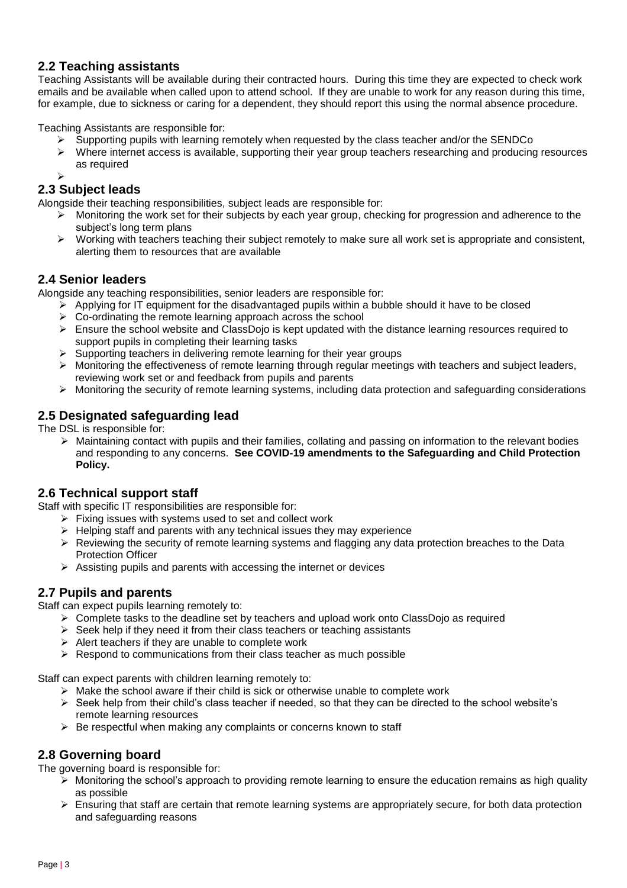## 2.2 Teaching assistants

Teaching Assistants will be available during their contracted hours. During this time they are expected to check work emails and be available when called upon to attend school. If they are unable to work for any reason during this time, for example, due to sickness or caring for a dependent, they should report this using the normal absence procedure.

Teaching Assistants are responsible for:

- Supporting pupils with learning remotely when requested by the class teacher and/or the SENDCo
- Where internet access is available, supporting their year group teachers researching and producing resources as required

## 2.3 Subject leads

Alongside their teaching responsibilities, subject leads are responsible for:

- Monitoring the work set for their subjects by each year group, checking for progression and adherence to the subject's long term plans
- Working with teachers teaching their subject remotely to make sure all work set is appropriate and consistent, alerting them to resources that are available

## 2.4 Senior leaders

Alongside any teaching responsibilities, senior leaders are responsible for:

- Applying for IT equipment for the disadvantaged pupils within a bubble should it have to be closed
- Co-ordinating the remote learning approach across the school
- Ensure the school website and ClassDojo is kept updated with the distance learning resources required to support pupils in completing their learning tasks
- Supporting teachers in delivering remote learning for their year groups
- Monitoring the effectiveness of remote learning through regular meetings with teachers and subject leaders, reviewing work set or and feedback from pupils and parents
- Monitoring the security of remote learning systems, including data protection and safeguarding considerations

## 2.5 Designated safeguarding lead

The DSL is responsible for:

- Maintaining contact with pupils and their families, collating and passing on information to the relevant bodies and responding to any concerns. **See COVID-19 amendments to the Safeguarding and Child Protection Policy.**

## 2.6 Technical support staff

Staff with specific IT responsibilities are responsible for:

- Fixing issues with systems used to set and collect work
- Helping staff and parents with any technical issues they may experience
- Reviewing the security of remote learning systems and flagging any data protection breaches to the Data Protection Officer
- Assisting pupils and parents with accessing the internet or devices

## 2.7 Pupils and parents

Staff can expect pupils learning remotely to:

- Complete tasks to the deadline set by teachers and upload work onto ClassDojo as required
- Seek help if they need it from their class teachers or teaching assistants
- Alert teachers if they are unable to complete work
- Respond to communications from their class teacher as much possible

Staff can expect parents with children learning remotely to:

- Make the school aware if their child is sick or otherwise unable to complete work
- Seek help from their child's class teacher if needed, so that they can be directed to the school website's remote learning resources
- Be respectful when making any complaints or concerns known to staff

## 2.8 Governing board

The governing board is responsible for:

- Monitoring the school's approach to providing remote learning to ensure the education remains as high quality as possible
- Ensuring that staff are certain that remote learning systems are appropriately secure, for both data protection and safeguarding reasons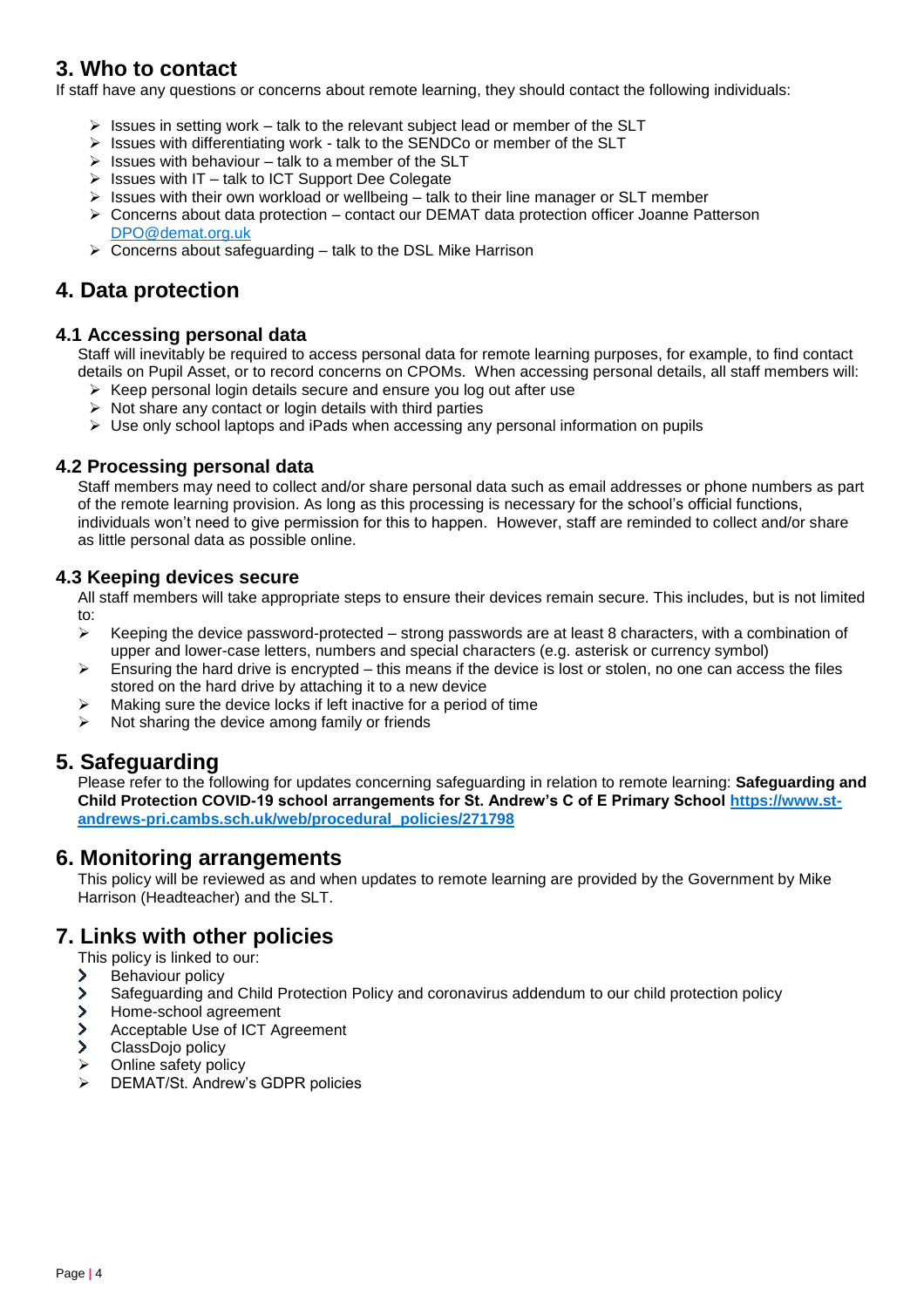## 3. Who to contact

If staff have any questions or concerns about remote learning, they should contact the following individuals:

- Issues in setting work – talk to the relevant subject lead or member of the SLT
- Issues with differentiating work - talk to the SENDCo or member of the SLT
- Issues with behaviour – talk to a member of the SLT
- Issues with IT – talk to ICT Support Dee Colegate
- Issues with their own workload or wellbeing – talk to their line manager or SLT member
- Concerns about data protection – contact our DEMAT data protection officer Joanne Patterson DPO@demat.org.uk
- Concerns about safeguarding – talk to the DSL Mike Harrison

## 4. Data protection

### 4.1 Accessing personal data

Staff will inevitably be required to access personal data for remote learning purposes, for example, to find contact details on Pupil Asset, or to record concerns on CPOMs. When accessing personal details, all staff members will:

- Keep personal login details secure and ensure you log out after use
- Not share any contact or login details with third parties
- Use only school laptops and iPads when accessing any personal information on pupils

### 4.2 Processing personal data

Staff members may need to collect and/or share personal data such as email addresses or phone numbers as part of the remote learning provision. As long as this processing is necessary for the school's official functions, individuals won't need to give permission for this to happen. However, staff are reminded to collect and/or share as little personal data as possible online.

### 4.3 Keeping devices secure

All staff members will take appropriate steps to ensure their devices remain secure. This includes, but is not limited to:

- Keeping the device password-protected – strong passwords are at least 8 characters, with a combination of upper and lower-case letters, numbers and special characters (e.g. asterisk or currency symbol)
- Ensuring the hard drive is encrypted – this means if the device is lost or stolen, no one can access the files stored on the hard drive by attaching it to a new device
- Making sure the device locks if left inactive for a period of time
- Not sharing the device among family or friends

## 5. Safeguarding

Please refer to the following for updates concerning safeguarding in relation to remote learning: **Safeguarding and Child Protection COVID-19 school arrangements for St. Andrew's C of E Primary School [https://www.st-andrews-pri.cambs.sch.uk/web/procedural_policies/271798](https://www.st-andrews-pri.cambs.sch.uk/web/procedural_policies/271798)**

## 6. Monitoring arrangements

This policy will be reviewed as and when updates to remote learning are provided by the Government by Mike Harrison (Headteacher) and the SLT.

## 7. Links with other policies

This policy is linked to our:

- Behaviour policy
- Safeguarding and Child Protection Policy and coronavirus addendum to our child protection policy
- Home-school agreement
- Acceptable Use of ICT Agreement
- ClassDojo policy
- Online safety policy
- DEMAT/St. Andrew's GDPR policies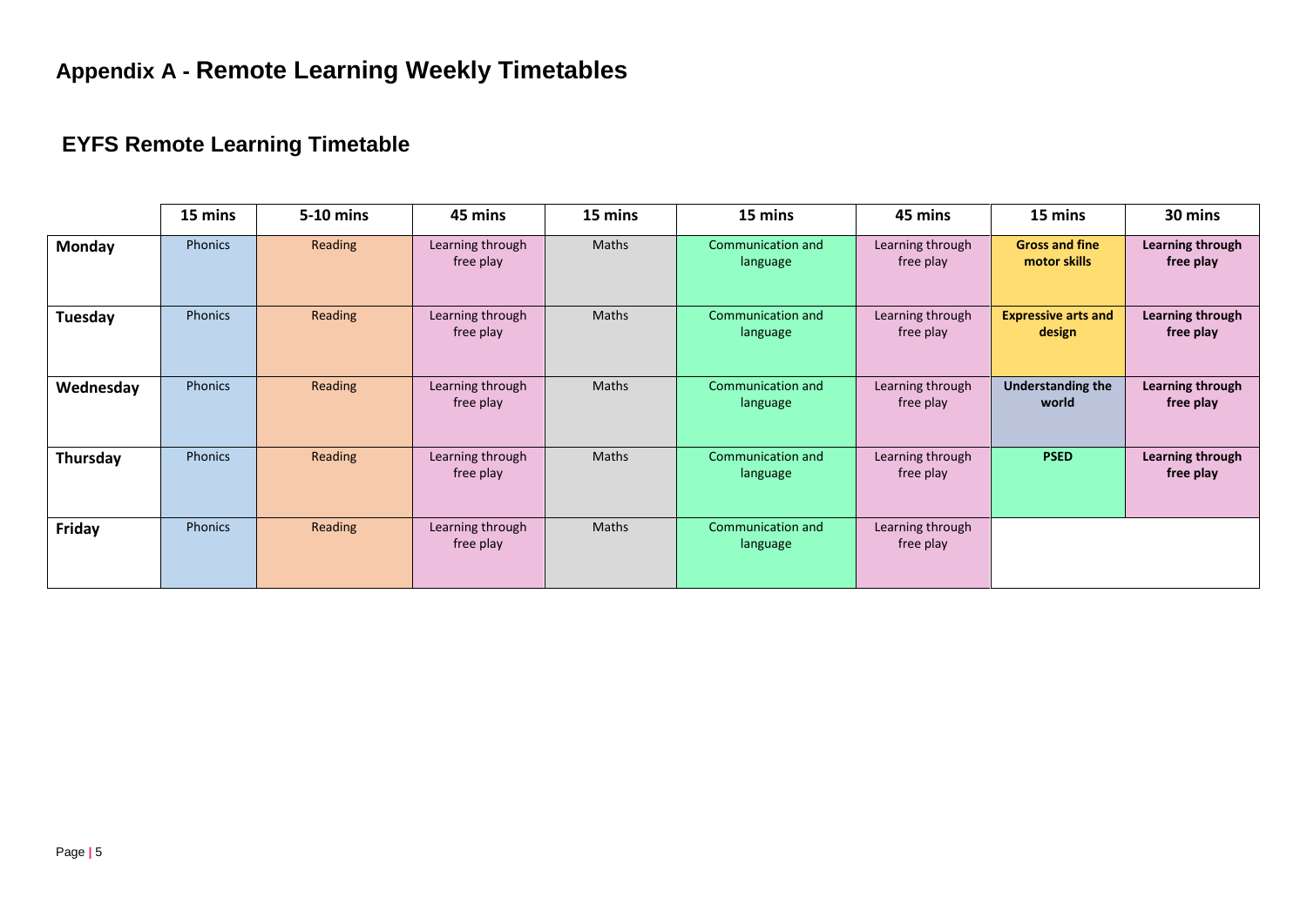# Appendix A - Remote Learning Weekly Timetables

## EYFS Remote Learning Timetable

| | 15 mins | 5-10 mins | 45 mins | 15 mins | 15 mins | 45 mins | 15 mins | 30 mins |
|---|---|---|---|---|---|---|---|---|
| **Monday** | Phonics | Reading | Learning through free play | Maths | Communication and language | Learning through free play | **Gross and fine motor skills** | **Learning through free play** |
| **Tuesday** | Phonics | Reading | Learning through free play | Maths | Communication and language | Learning through free play | **Expressive arts and design** | **Learning through free play** |
| **Wednesday** | Phonics | Reading | Learning through free play | Maths | Communication and language | Learning through free play | **Understanding the world** | **Learning through free play** |
| **Thursday** | Phonics | Reading | Learning through free play | Maths | Communication and language | Learning through free play | **PSED** | **Learning through free play** |
| **Friday** | Phonics | Reading | Learning through free play | Maths | Communication and language | Learning through free play | | |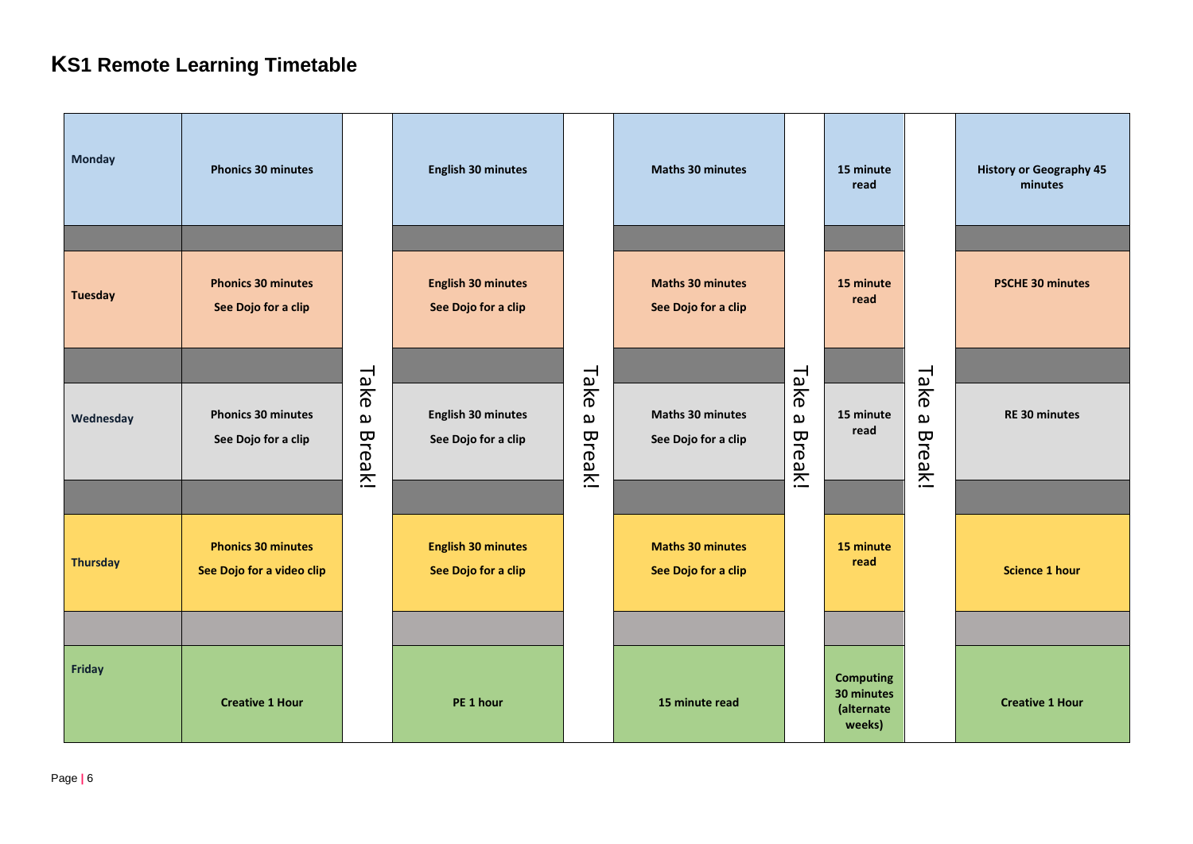# KS1 Remote Learning Timetable

| Day | Session 1 | | Session 2 | | Session 3 | | Session 4 | | Session 5 |
|---|---|---|---|---|---|---|---|---|---|
| Monday | Phonics 30 minutes | Take a Break! | English 30 minutes | Take a Break! | Maths 30 minutes | Take a Break! | 15 minute read | Take a Break! | History or Geography 45 minutes |
| Tuesday | Phonics 30 minutes<br>See Dojo for a clip | Take a Break! | English 30 minutes<br>See Dojo for a clip | Take a Break! | Maths 30 minutes<br>See Dojo for a clip | Take a Break! | 15 minute read | Take a Break! | PSCHE 30 minutes |
| Wednesday | Phonics 30 minutes<br>See Dojo for a clip | Take a Break! | English 30 minutes<br>See Dojo for a clip | Take a Break! | Maths 30 minutes<br>See Dojo for a clip | Take a Break! | 15 minute read | Take a Break! | RE 30 minutes |
| Thursday | Phonics 30 minutes<br>See Dojo for a video clip | Take a Break! | English 30 minutes<br>See Dojo for a clip | Take a Break! | Maths 30 minutes<br>See Dojo for a clip | Take a Break! | 15 minute read | Take a Break! | Science 1 hour |
| Friday | Creative 1 Hour | Take a Break! | PE 1 hour | Take a Break! | 15 minute read | Take a Break! | Computing 30 minutes (alternate weeks) | Take a Break! | Creative 1 Hour |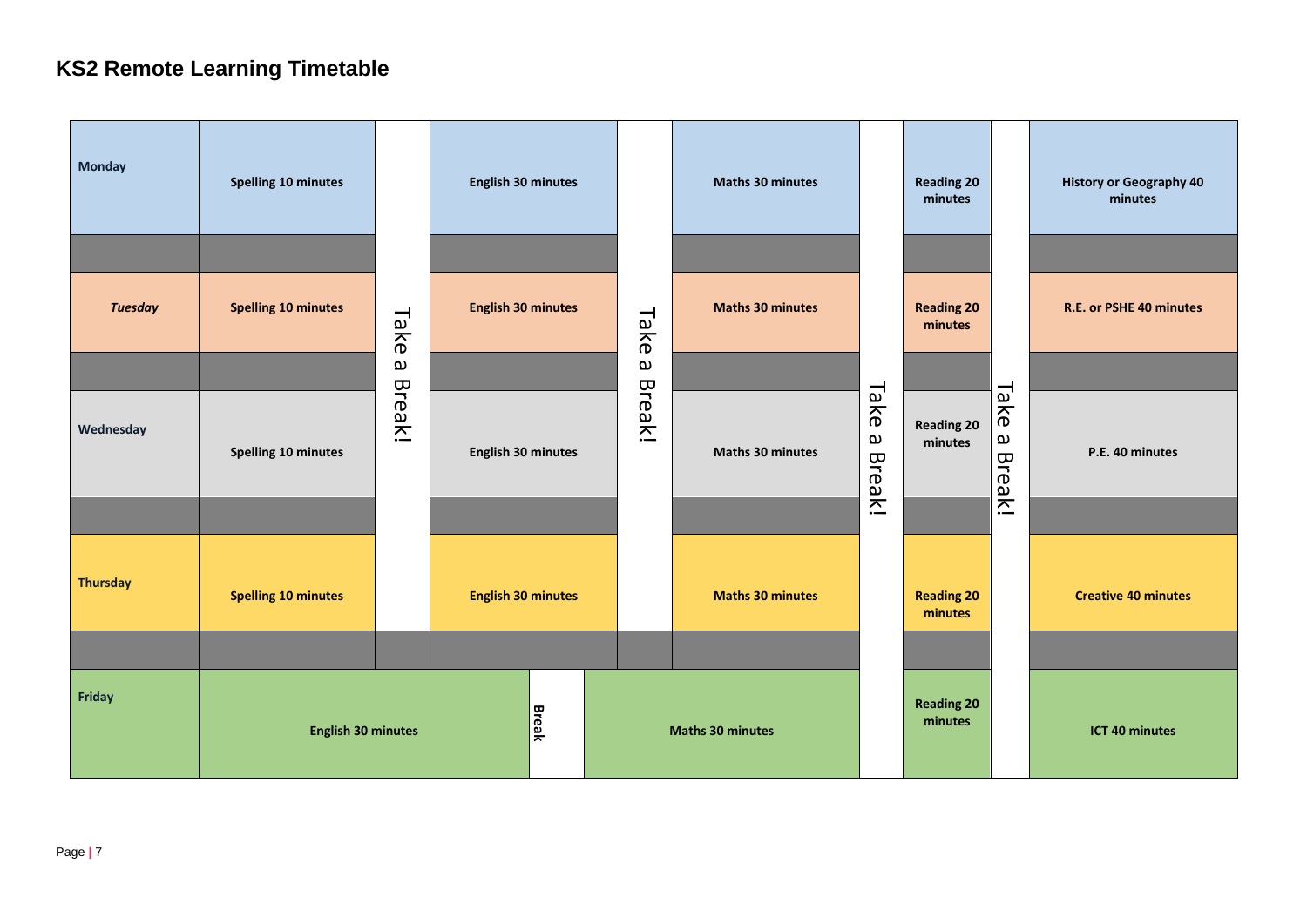# KS2 Remote Learning Timetable

| | | | | | | | | | |
|---|---|---|---|---|---|---|---|---|---|
| **Monday** | **Spelling 10 minutes** | Take a Break! | **English 30 minutes** | Take a Break! | **Maths 30 minutes** | Take a Break! | **Reading 20 minutes** | Take a Break! | **History or Geography 40 minutes** |
| ***Tuesday*** | **Spelling 10 minutes** | | **English 30 minutes** | | **Maths 30 minutes** | | **Reading 20 minutes** | | **R.E. or PSHE 40 minutes** |
| **Wednesday** | **Spelling 10 minutes** | | **English 30 minutes** | | **Maths 30 minutes** | | **Reading 20 minutes** | | **P.E. 40 minutes** |
| **Thursday** | **Spelling 10 minutes** | | **English 30 minutes** | | **Maths 30 minutes** | | **Reading 20 minutes** | | **Creative 40 minutes** |
| **Friday** | **English 30 minutes** | | **Break** | | **Maths 30 minutes** | | **Reading 20 minutes** | | **ICT 40 minutes** |